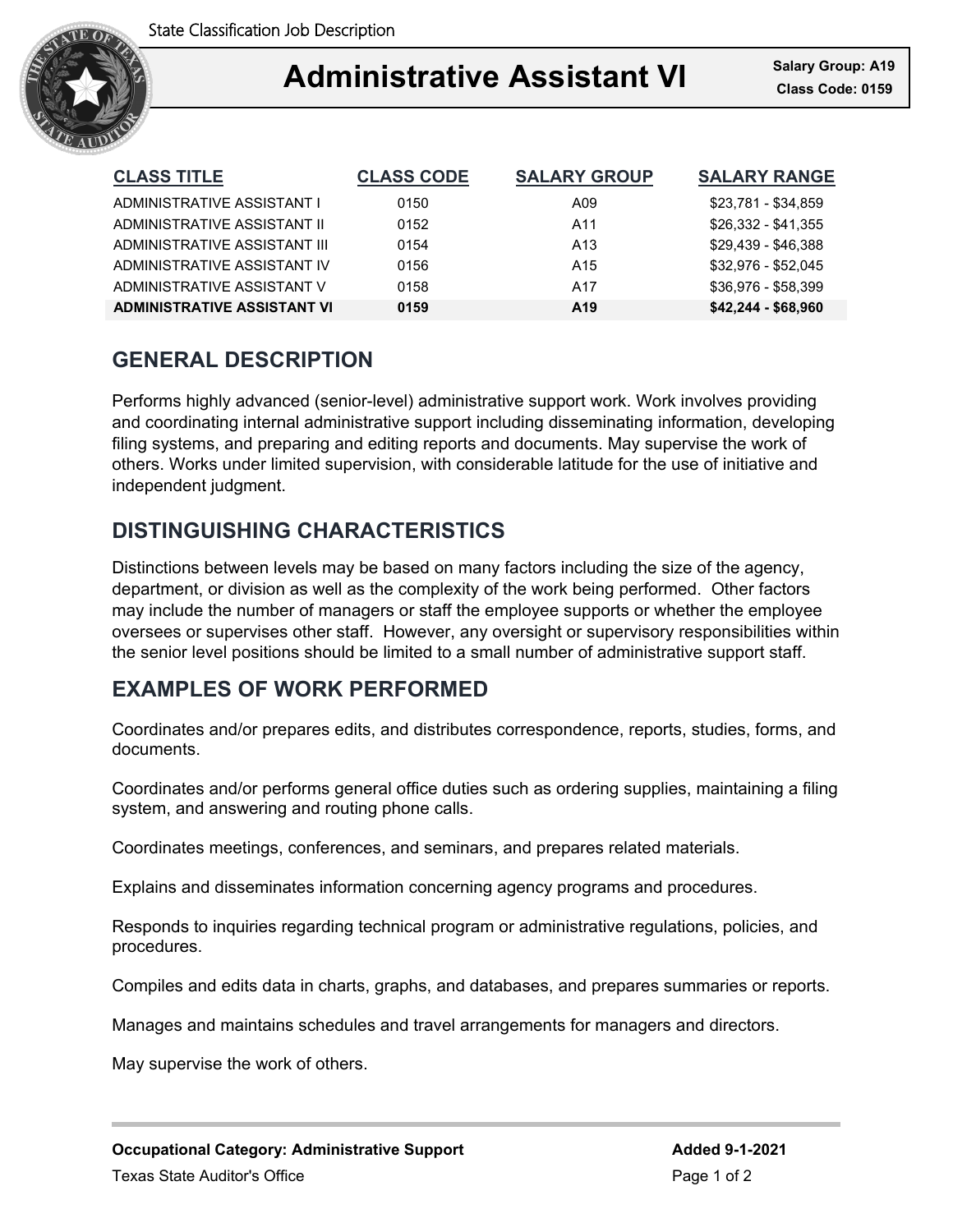State Classification Job Description

# Administrative Assistant VI

**Salary Group: A19**
**Class Code: 0159**

| CLASS TITLE | CLASS CODE | SALARY GROUP | SALARY RANGE |
|---|---|---|---|
| ADMINISTRATIVE ASSISTANT I | 0150 | A09 | $23,781 - $34,859 |
| ADMINISTRATIVE ASSISTANT II | 0152 | A11 | $26,332 - $41,355 |
| ADMINISTRATIVE ASSISTANT III | 0154 | A13 | $29,439 - $46,388 |
| ADMINISTRATIVE ASSISTANT IV | 0156 | A15 | $32,976 - $52,045 |
| ADMINISTRATIVE ASSISTANT V | 0158 | A17 | $36,976 - $58,399 |
| **ADMINISTRATIVE ASSISTANT VI** | **0159** | **A19** | **$42,244 - $68,960** |

## GENERAL DESCRIPTION

Performs highly advanced (senior-level) administrative support work. Work involves providing and coordinating internal administrative support including disseminating information, developing filing systems, and preparing and editing reports and documents. May supervise the work of others. Works under limited supervision, with considerable latitude for the use of initiative and independent judgment.

## DISTINGUISHING CHARACTERISTICS

Distinctions between levels may be based on many factors including the size of the agency, department, or division as well as the complexity of the work being performed. Other factors may include the number of managers or staff the employee supports or whether the employee oversees or supervises other staff. However, any oversight or supervisory responsibilities within the senior level positions should be limited to a small number of administrative support staff.

## EXAMPLES OF WORK PERFORMED

Coordinates and/or prepares edits, and distributes correspondence, reports, studies, forms, and documents.

Coordinates and/or performs general office duties such as ordering supplies, maintaining a filing system, and answering and routing phone calls.

Coordinates meetings, conferences, and seminars, and prepares related materials.

Explains and disseminates information concerning agency programs and procedures.

Responds to inquiries regarding technical program or administrative regulations, policies, and procedures.

Compiles and edits data in charts, graphs, and databases, and prepares summaries or reports.

Manages and maintains schedules and travel arrangements for managers and directors.

May supervise the work of others.

**Occupational Category: Administrative Support**

**Added 9-1-2021**

Texas State Auditor's Office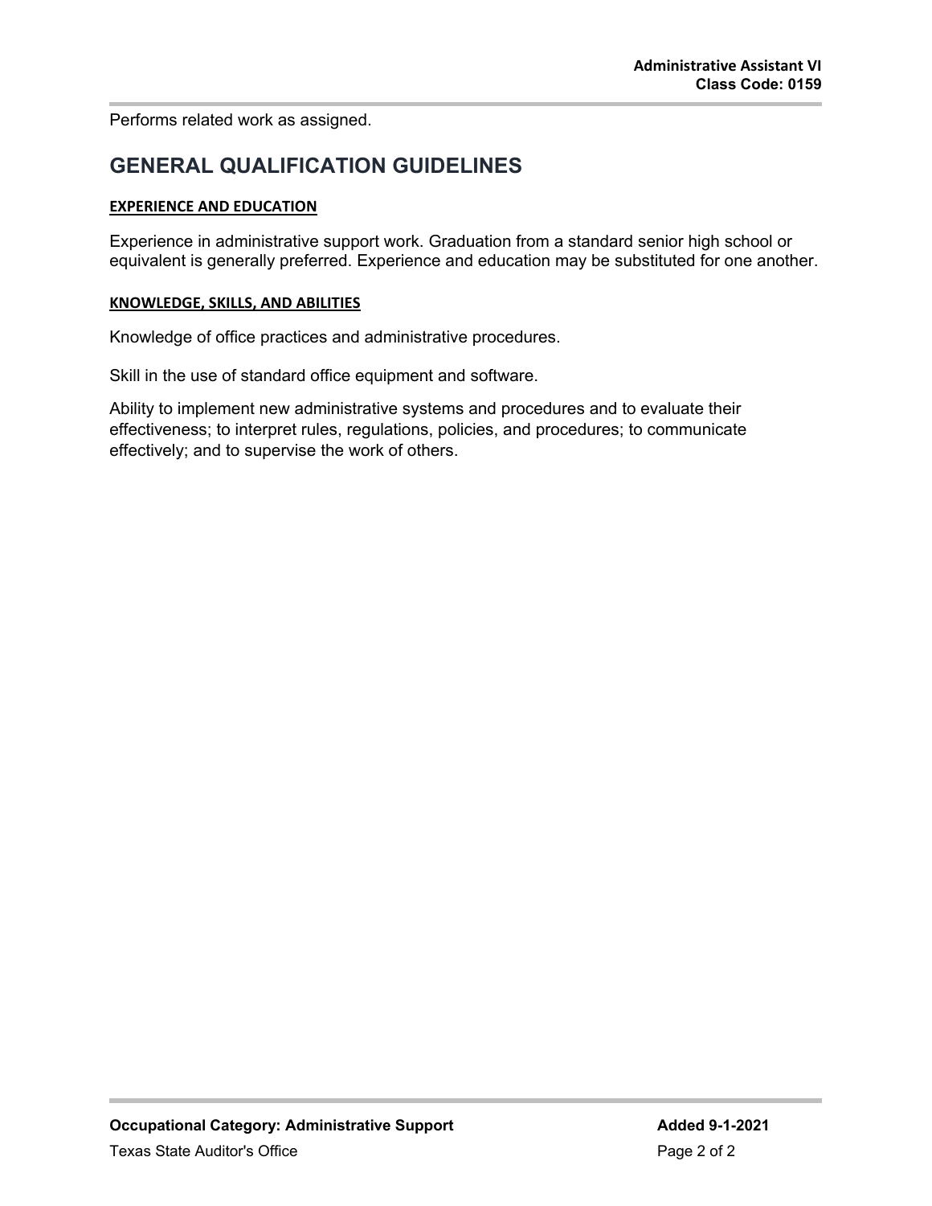Performs related work as assigned.

## GENERAL QUALIFICATION GUIDELINES

### EXPERIENCE AND EDUCATION

Experience in administrative support work. Graduation from a standard senior high school or equivalent is generally preferred. Experience and education may be substituted for one another.

### KNOWLEDGE, SKILLS, AND ABILITIES

Knowledge of office practices and administrative procedures.

Skill in the use of standard office equipment and software.

Ability to implement new administrative systems and procedures and to evaluate their effectiveness; to interpret rules, regulations, policies, and procedures; to communicate effectively; and to supervise the work of others.